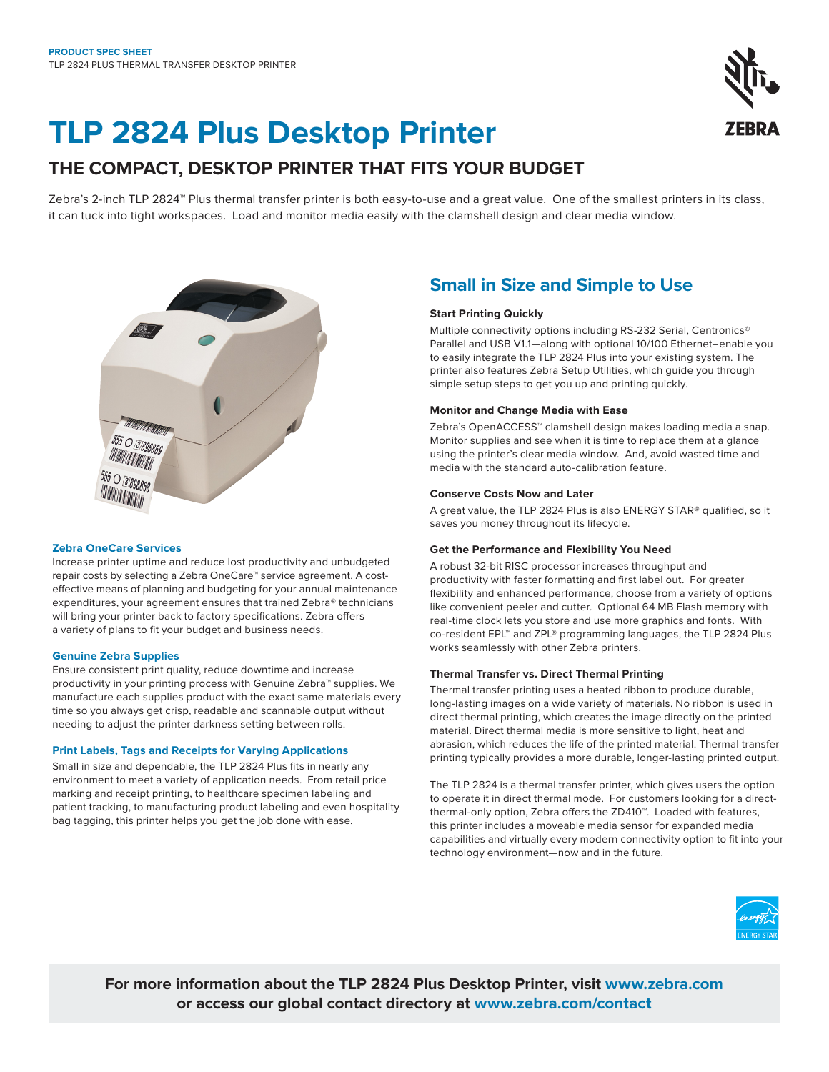**PRODUCT SPEC SHEET**
TLP 2824 PLUS THERMAL TRANSFER DESKTOP PRINTER

# TLP 2824 Plus Desktop Printer

## THE COMPACT, DESKTOP PRINTER THAT FITS YOUR BUDGET

Zebra's 2-inch TLP 2824™ Plus thermal transfer printer is both easy-to-use and a great value. One of the smallest printers in its class, it can tuck into tight workspaces. Load and monitor media easily with the clamshell design and clear media window.

### Zebra OneCare Services

Increase printer uptime and reduce lost productivity and unbudgeted repair costs by selecting a Zebra OneCare™ service agreement. A cost-effective means of planning and budgeting for your annual maintenance expenditures, your agreement ensures that trained Zebra® technicians will bring your printer back to factory specifications. Zebra offers a variety of plans to fit your budget and business needs.

### Genuine Zebra Supplies

Ensure consistent print quality, reduce downtime and increase productivity in your printing process with Genuine Zebra™ supplies. We manufacture each supplies product with the exact same materials every time so you always get crisp, readable and scannable output without needing to adjust the printer darkness setting between rolls.

### Print Labels, Tags and Receipts for Varying Applications

Small in size and dependable, the TLP 2824 Plus fits in nearly any environment to meet a variety of application needs. From retail price marking and receipt printing, to healthcare specimen labeling and patient tracking, to manufacturing product labeling and even hospitality bag tagging, this printer helps you get the job done with ease.

## Small in Size and Simple to Use

**Start Printing Quickly**

Multiple connectivity options including RS-232 Serial, Centronics® Parallel and USB V1.1—along with optional 10/100 Ethernet–enable you to easily integrate the TLP 2824 Plus into your existing system. The printer also features Zebra Setup Utilities, which guide you through simple setup steps to get you up and printing quickly.

**Monitor and Change Media with Ease**

Zebra's OpenACCESS™ clamshell design makes loading media a snap. Monitor supplies and see when it is time to replace them at a glance using the printer's clear media window. And, avoid wasted time and media with the standard auto-calibration feature.

**Conserve Costs Now and Later**

A great value, the TLP 2824 Plus is also ENERGY STAR® qualified, so it saves you money throughout its lifecycle.

**Get the Performance and Flexibility You Need**

A robust 32-bit RISC processor increases throughput and productivity with faster formatting and first label out. For greater flexibility and enhanced performance, choose from a variety of options like convenient peeler and cutter. Optional 64 MB Flash memory with real-time clock lets you store and use more graphics and fonts. With co-resident EPL™ and ZPL® programming languages, the TLP 2824 Plus works seamlessly with other Zebra printers.

**Thermal Transfer vs. Direct Thermal Printing**

Thermal transfer printing uses a heated ribbon to produce durable, long-lasting images on a wide variety of materials. No ribbon is used in direct thermal printing, which creates the image directly on the printed material. Direct thermal media is more sensitive to light, heat and abrasion, which reduces the life of the printed material. Thermal transfer printing typically provides a more durable, longer-lasting printed output.

The TLP 2824 is a thermal transfer printer, which gives users the option to operate it in direct thermal mode. For customers looking for a direct-thermal-only option, Zebra offers the ZD410™. Loaded with features, this printer includes a moveable media sensor for expanded media capabilities and virtually every modern connectivity option to fit into your technology environment—now and in the future.

**For more information about the TLP 2824 Plus Desktop Printer, visit www.zebra.com or access our global contact directory at www.zebra.com/contact**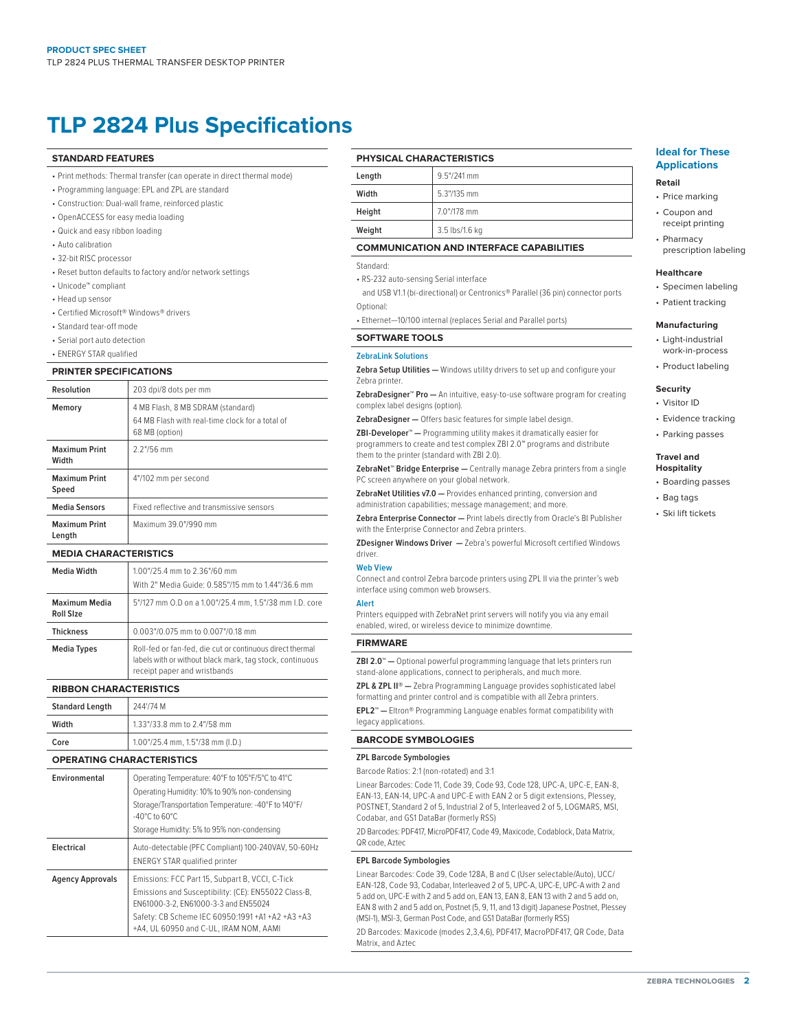# TLP 2824 Plus Specifications

## STANDARD FEATURES

- Print methods: Thermal transfer (can operate in direct thermal mode)
- Programming language: EPL and ZPL are standard
- Construction: Dual-wall frame, reinforced plastic
- OpenACCESS for easy media loading
- Quick and easy ribbon loading
- Auto calibration
- 32-bit RISC processor
- Reset button defaults to factory and/or network settings
- Unicode™ compliant
- Head up sensor
- Certified Microsoft® Windows® drivers
- Standard tear-off mode
- Serial port auto detection
- ENERGY STAR qualified

## PRINTER SPECIFICATIONS

| | |
|---|---|
| **Resolution** | 203 dpi/8 dots per mm |
| **Memory** | 4 MB Flash, 8 MB SDRAM (standard)<br>64 MB Flash with real-time clock for a total of 68 MB (option) |
| **Maximum Print Width** | 2.2"/56 mm |
| **Maximum Print Speed** | 4"/102 mm per second |
| **Media Sensors** | Fixed reflective and transmissive sensors |
| **Maximum Print Length** | Maximum 39.0"/990 mm |

## MEDIA CHARACTERISTICS

| | |
|---|---|
| **Media Width** | 1.00"/25.4 mm to 2.36"/60 mm<br>With 2" Media Guide: 0.585"/15 mm to 1.44"/36.6 mm |
| **Maximum Media Roll SIze** | 5"/127 mm O.D on a 1.00"/25.4 mm, 1.5"/38 mm I.D. core |
| **Thickness** | 0.003"/0.075 mm to 0.007"/0.18 mm |
| **Media Types** | Roll-fed or fan-fed, die cut or continuous direct thermal labels with or without black mark, tag stock, continuous receipt paper and wristbands |

## RIBBON CHARACTERISTICS

| | |
|---|---|
| **Standard Length** | 244'/74 M |
| **Width** | 1.33"/33.8 mm to 2.4"/58 mm |
| **Core** | 1.00"/25.4 mm, 1.5"/38 mm (I.D.) |

## OPERATING CHARACTERISTICS

| | |
|---|---|
| **Environmental** | Operating Temperature: 40°F to 105°F/5°C to 41°C<br>Operating Humidity: 10% to 90% non-condensing<br>Storage/Transportation Temperature: -40°F to 140°F/ -40°C to 60°C<br>Storage Humidity: 5% to 95% non-condensing |
| **Electrical** | Auto-detectable (PFC Compliant) 100-240VAV, 50-60Hz<br>ENERGY STAR qualified printer |
| **Agency Approvals** | Emissions: FCC Part 15, Subpart B, VCCI, C-Tick<br>Emissions and Susceptibility: (CE): EN55022 Class-B, EN61000-3-2, EN61000-3-3 and EN55024<br>Safety: CB Scheme IEC 60950:1991 +A1 +A2 +A3 +A4, UL 60950 and C-UL, IRAM NOM, AAMI |

## PHYSICAL CHARACTERISTICS

| | |
|---|---|
| **Length** | 9.5"/241 mm |
| **Width** | 5.3"/135 mm |
| **Height** | 7.0"/178 mm |
| **Weight** | 3.5 lbs/1.6 kg |

## COMMUNICATION AND INTERFACE CAPABILITIES

Standard:

- RS-232 auto-sensing Serial interface
  and USB V1.1 (bi-directional) or Centronics® Parallel (36 pin) connector ports

Optional:

- Ethernet—10/100 internal (replaces Serial and Parallel ports)

## SOFTWARE TOOLS

### ZebraLink Solutions

**Zebra Setup Utilities —** Windows utility drivers to set up and configure your Zebra printer.

**ZebraDesigner™ Pro —** An intuitive, easy-to-use software program for creating complex label designs (option).

**ZebraDesigner —** Offers basic features for simple label design.

**ZBI-Developer™ —** Programming utility makes it dramatically easier for programmers to create and test complex ZBI 2.0™ programs and distribute them to the printer (standard with ZBI 2.0).

**ZebraNet™ Bridge Enterprise —** Centrally manage Zebra printers from a single PC screen anywhere on your global network.

**ZebraNet Utilities v7.0 —** Provides enhanced printing, conversion and administration capabilities; message management; and more.

**Zebra Enterprise Connector —** Print labels directly from Oracle's BI Publisher with the Enterprise Connector and Zebra printers.

**ZDesigner Windows Driver —** Zebra's powerful Microsoft certified Windows driver.

### Web View

Connect and control Zebra barcode printers using ZPL II via the printer's web interface using common web browsers.

### Alert

Printers equipped with ZebraNet print servers will notify you via any email enabled, wired, or wireless device to minimize downtime.

## FIRMWARE

**ZBI 2.0™ —** Optional powerful programming language that lets printers run stand-alone applications, connect to peripherals, and much more.

**ZPL & ZPL II® —** Zebra Programming Language provides sophisticated label formatting and printer control and is compatible with all Zebra printers.

**EPL2™ —** Eltron® Programming Language enables format compatibility with legacy applications.

## BARCODE SYMBOLOGIES

### ZPL Barcode Symbologies

Barcode Ratios: 2:1 (non-rotated) and 3:1

Linear Barcodes: Code 11, Code 39, Code 93, Code 128, UPC-A, UPC-E, EAN-8, EAN-13, EAN-14, UPC-A and UPC-E with EAN 2 or 5 digit extensions, Plessey, POSTNET, Standard 2 of 5, Industrial 2 of 5, Interleaved 2 of 5, LOGMARS, MSI, Codabar, and GS1 DataBar (formerly RSS)

2D Barcodes: PDF417, MicroPDF417, Code 49, Maxicode, Codablock, Data Matrix, QR code, Aztec

### EPL Barcode Symbologies

Linear Barcodes: Code 39, Code 128A, B and C (User selectable/Auto), UCC/EAN-128, Code 93, Codabar, Interleaved 2 of 5, UPC-A, UPC-E, UPC-A with 2 and 5 add on, UPC-E with 2 and 5 add on, EAN 13, EAN 8, EAN 13 with 2 and 5 add on, EAN 8 with 2 and 5 add on, Postnet (5, 9, 11, and 13 digit) Japanese Postnet, Plessey (MSI-1), MSI-3, German Post Code, and GS1 DataBar (formerly RSS)

2D Barcodes: Maxicode (modes 2,3,4,6), PDF417, MacroPDF417, QR Code, Data Matrix, and Aztec

## Ideal for These Applications

### Retail

- Price marking
- Coupon and receipt printing
- Pharmacy prescription labeling

### Healthcare

- Specimen labeling
- Patient tracking

### Manufacturing

- Light-industrial work-in-process
- Product labeling

### Security

- Visitor ID
- Evidence tracking
- Parking passes

### Travel and Hospitality

- Boarding passes
- Bag tags
- Ski lift tickets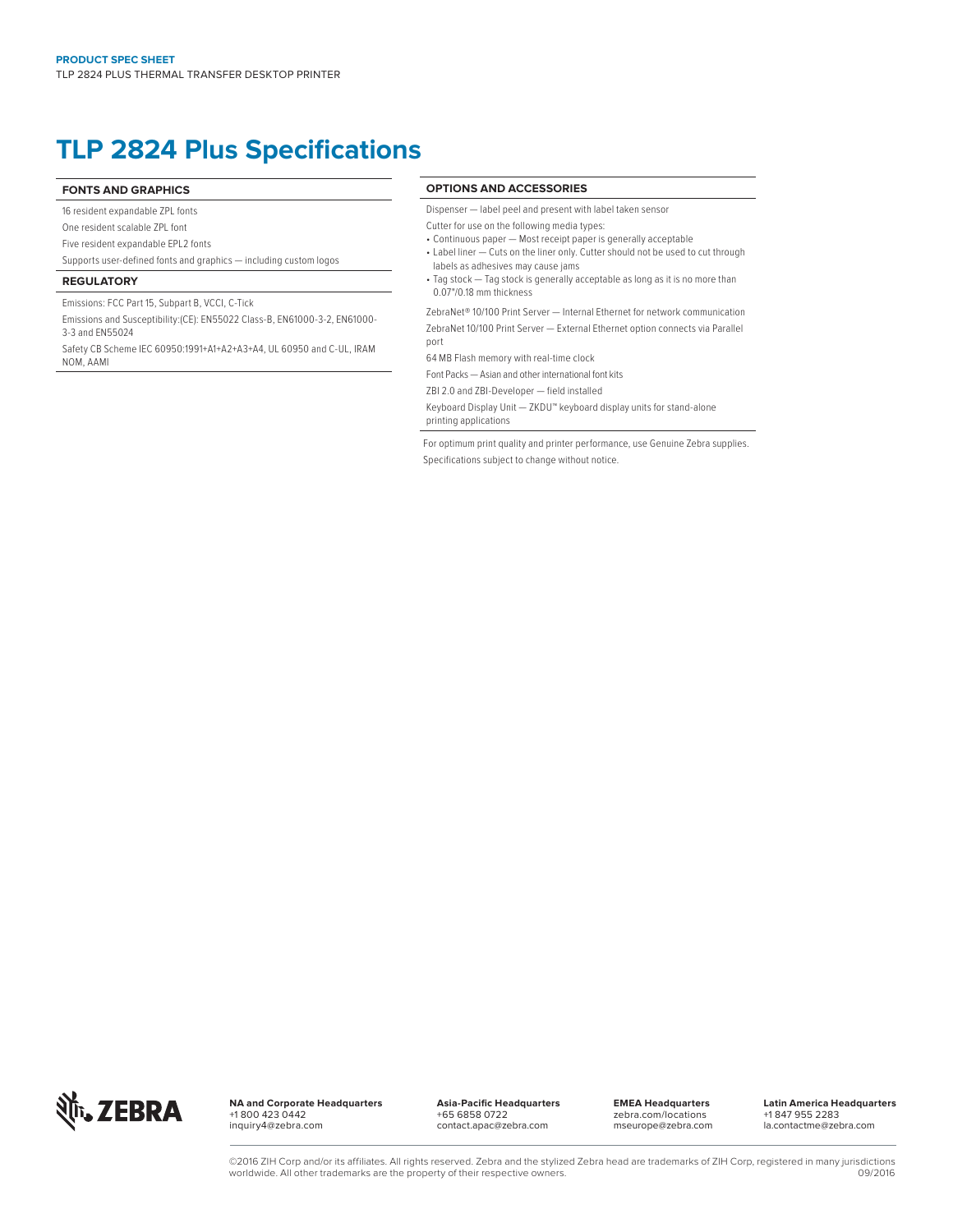# TLP 2824 Plus Specifications

## FONTS AND GRAPHICS

16 resident expandable ZPL fonts

One resident scalable ZPL font

Five resident expandable EPL2 fonts

Supports user-defined fonts and graphics — including custom logos

## REGULATORY

Emissions: FCC Part 15, Subpart B, VCCI, C-Tick

Emissions and Susceptibility:(CE): EN55022 Class-B, EN61000-3-2, EN61000-3-3 and EN55024

Safety CB Scheme IEC 60950:1991+A1+A2+A3+A4, UL 60950 and C-UL, IRAM NOM, AAMI

## OPTIONS AND ACCESSORIES

Dispenser — label peel and present with label taken sensor

Cutter for use on the following media types:

- Continuous paper — Most receipt paper is generally acceptable
- Label liner — Cuts on the liner only. Cutter should not be used to cut through labels as adhesives may cause jams
- Tag stock — Tag stock is generally acceptable as long as it is no more than 0.07"/0.18 mm thickness

ZebraNet® 10/100 Print Server — Internal Ethernet for network communication

ZebraNet 10/100 Print Server — External Ethernet option connects via Parallel port

64 MB Flash memory with real-time clock

Font Packs — Asian and other international font kits

ZBI 2.0 and ZBI-Developer — field installed

Keyboard Display Unit — ZKDU™ keyboard display units for stand-alone printing applications

For optimum print quality and printer performance, use Genuine Zebra supplies.

Specifications subject to change without notice.

**NA and Corporate Headquarters**
+1 800 423 0442
inquiry4@zebra.com

**Asia-Pacific Headquarters**
+65 6858 0722
contact.apac@zebra.com

**EMEA Headquarters**
zebra.com/locations
mseurope@zebra.com

**Latin America Headquarters**
+1 847 955 2283
la.contactme@zebra.com

©2016 ZIH Corp and/or its affiliates. All rights reserved. Zebra and the stylized Zebra head are trademarks of ZIH Corp, registered in many jurisdictions worldwide. All other trademarks are the property of their respective owners. 09/2016